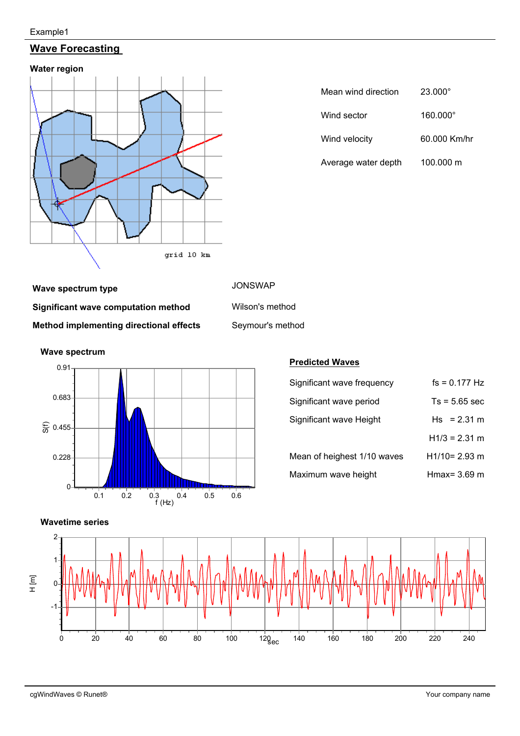Example1

# Wave Forecasting

### Water region

grid 10 km

| | |
|---|---|
| Mean wind direction | 23.000° |
| Wind sector | 160.000° |
| Wind velocity | 60.000 Km/hr |
| Average water depth | 100.000 m |

| | |
|---|---|
| **Wave spectrum type** | JONSWAP |
| **Significant wave computation method** | Wilson's method |
| **Method implementing directional effects** | Seymour's method |

### Wave spectrum

## Predicted Waves

| | |
|---|---|
| Significant wave frequency | fs = 0.177 Hz |
| Significant wave period | Ts = 5.65 sec |
| Significant wave Height | Hs = 2.31 m |
| | H1/3 = 2.31 m |
| Mean of heighest 1/10 waves | H1/10= 2.93 m |
| Maximum wave height | Hmax= 3.69 m |

### Wavetime series

cgWindWaves © Runet®

Your company name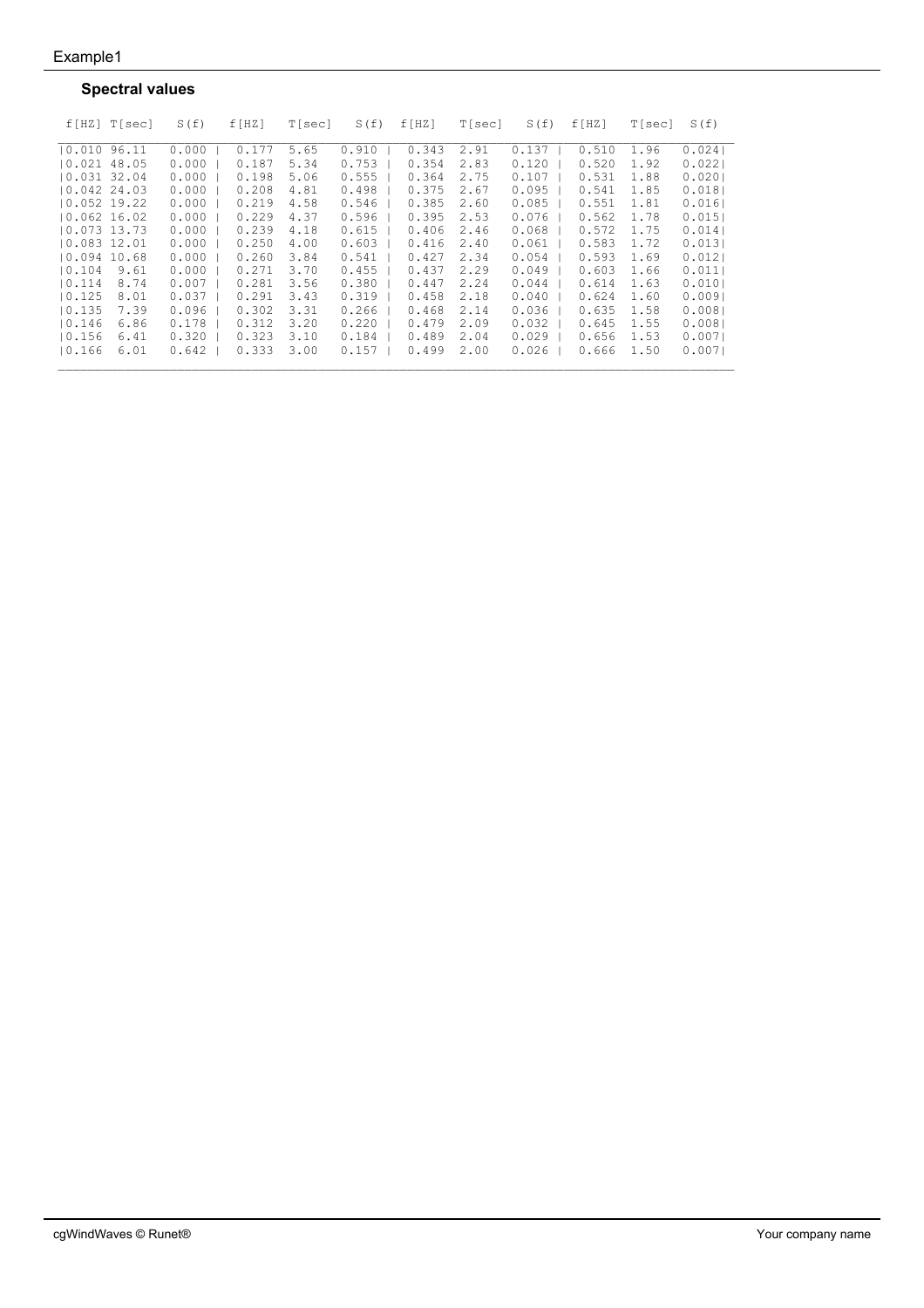## Spectral values

| f[HZ] | T[sec] | S(f) | f[HZ] | T[sec] | S(f) | f[HZ] | T[sec] | S(f) | f[HZ] | T[sec] | S(f) |
|---|---|---|---|---|---|---|---|---|---|---|---|
| 0.010 | 96.11 | 0.000 | 0.177 | 5.65 | 0.910 | 0.343 | 2.91 | 0.137 | 0.510 | 1.96 | 0.024 |
| 0.021 | 48.05 | 0.000 | 0.187 | 5.34 | 0.753 | 0.354 | 2.83 | 0.120 | 0.520 | 1.92 | 0.022 |
| 0.031 | 32.04 | 0.000 | 0.198 | 5.06 | 0.555 | 0.364 | 2.75 | 0.107 | 0.531 | 1.88 | 0.020 |
| 0.042 | 24.03 | 0.000 | 0.208 | 4.81 | 0.498 | 0.375 | 2.67 | 0.095 | 0.541 | 1.85 | 0.018 |
| 0.052 | 19.22 | 0.000 | 0.219 | 4.58 | 0.546 | 0.385 | 2.60 | 0.085 | 0.551 | 1.81 | 0.016 |
| 0.062 | 16.02 | 0.000 | 0.229 | 4.37 | 0.596 | 0.395 | 2.53 | 0.076 | 0.562 | 1.78 | 0.015 |
| 0.073 | 13.73 | 0.000 | 0.239 | 4.18 | 0.615 | 0.406 | 2.46 | 0.068 | 0.572 | 1.75 | 0.014 |
| 0.083 | 12.01 | 0.000 | 0.250 | 4.00 | 0.603 | 0.416 | 2.40 | 0.061 | 0.583 | 1.72 | 0.013 |
| 0.094 | 10.68 | 0.000 | 0.260 | 3.84 | 0.541 | 0.427 | 2.34 | 0.054 | 0.593 | 1.69 | 0.012 |
| 0.104 | 9.61 | 0.000 | 0.271 | 3.70 | 0.455 | 0.437 | 2.29 | 0.049 | 0.603 | 1.66 | 0.011 |
| 0.114 | 8.74 | 0.007 | 0.281 | 3.56 | 0.380 | 0.447 | 2.24 | 0.044 | 0.614 | 1.63 | 0.010 |
| 0.125 | 8.01 | 0.037 | 0.291 | 3.43 | 0.319 | 0.458 | 2.18 | 0.040 | 0.624 | 1.60 | 0.009 |
| 0.135 | 7.39 | 0.096 | 0.302 | 3.31 | 0.266 | 0.468 | 2.14 | 0.036 | 0.635 | 1.58 | 0.008 |
| 0.146 | 6.86 | 0.178 | 0.312 | 3.20 | 0.220 | 0.479 | 2.09 | 0.032 | 0.645 | 1.55 | 0.008 |
| 0.156 | 6.41 | 0.320 | 0.323 | 3.10 | 0.184 | 0.489 | 2.04 | 0.029 | 0.656 | 1.53 | 0.007 |
| 0.166 | 6.01 | 0.642 | 0.333 | 3.00 | 0.157 | 0.499 | 2.00 | 0.026 | 0.666 | 1.50 | 0.007 |